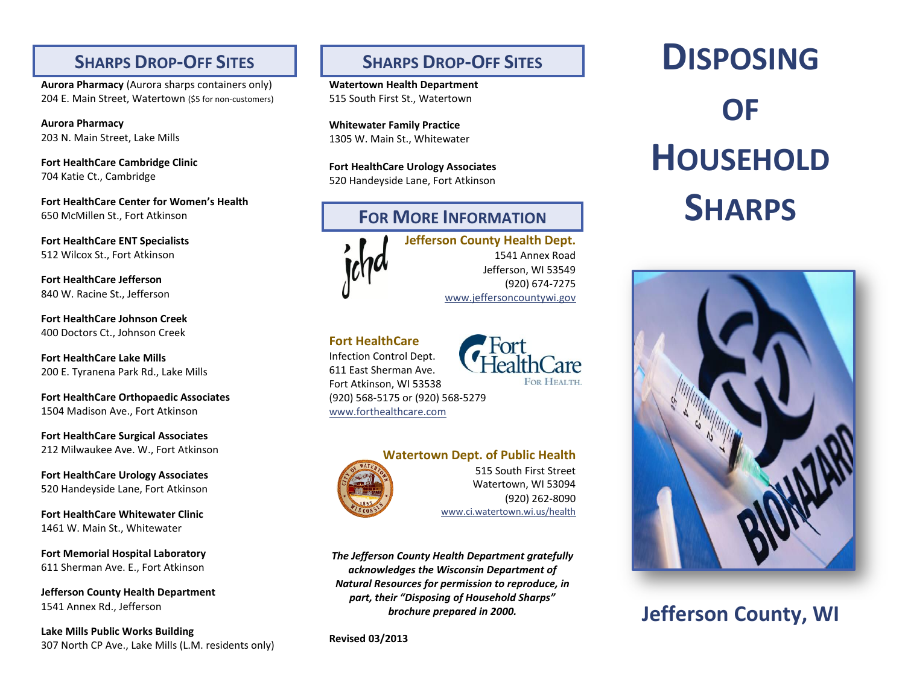## Sharps Drop-Off Sites

**Aurora Pharmacy** (Aurora sharps containers only)
204 E. Main Street, Watertown ($5 for non-customers)

**Aurora Pharmacy**
203 N. Main Street, Lake Mills

**Fort HealthCare Cambridge Clinic**
704 Katie Ct., Cambridge

**Fort HealthCare Center for Women's Health**
650 McMillen St., Fort Atkinson

**Fort HealthCare ENT Specialists**
512 Wilcox St., Fort Atkinson

**Fort HealthCare Jefferson**
840 W. Racine St., Jefferson

**Fort HealthCare Johnson Creek**
400 Doctors Ct., Johnson Creek

**Fort HealthCare Lake Mills**
200 E. Tyranena Park Rd., Lake Mills

**Fort HealthCare Orthopaedic Associates**
1504 Madison Ave., Fort Atkinson

**Fort HealthCare Surgical Associates**
212 Milwaukee Ave. W., Fort Atkinson

**Fort HealthCare Urology Associates**
520 Handeyside Lane, Fort Atkinson

**Fort HealthCare Whitewater Clinic**
1461 W. Main St., Whitewater

**Fort Memorial Hospital Laboratory**
611 Sherman Ave. E., Fort Atkinson

**Jefferson County Health Department**
1541 Annex Rd., Jefferson

**Lake Mills Public Works Building**
307 North CP Ave., Lake Mills (L.M. residents only)

## Sharps Drop-Off Sites

**Watertown Health Department**
515 South First St., Watertown

**Whitewater Family Practice**
1305 W. Main St., Whitewater

**Fort HealthCare Urology Associates**
520 Handeyside Lane, Fort Atkinson

## For More Information

**Jefferson County Health Dept.**
1541 Annex Road
Jefferson, WI 53549
(920) 674-7275
www.jeffersoncountywi.gov

**Fort HealthCare**
Infection Control Dept.
611 East Sherman Ave.
Fort Atkinson, WI 53538
(920) 568-5175 or (920) 568-5279
www.forthealthcare.com

**Watertown Dept. of Public Health**
515 South First Street
Watertown, WI 53094
(920) 262-8090
www.ci.watertown.wi.us/health

***The Jefferson County Health Department gratefully acknowledges the Wisconsin Department of Natural Resources for permission to reproduce, in part, their "Disposing of Household Sharps" brochure prepared in 2000.***

**Revised 03/2013**

# Disposing of Household Sharps

## Jefferson County, WI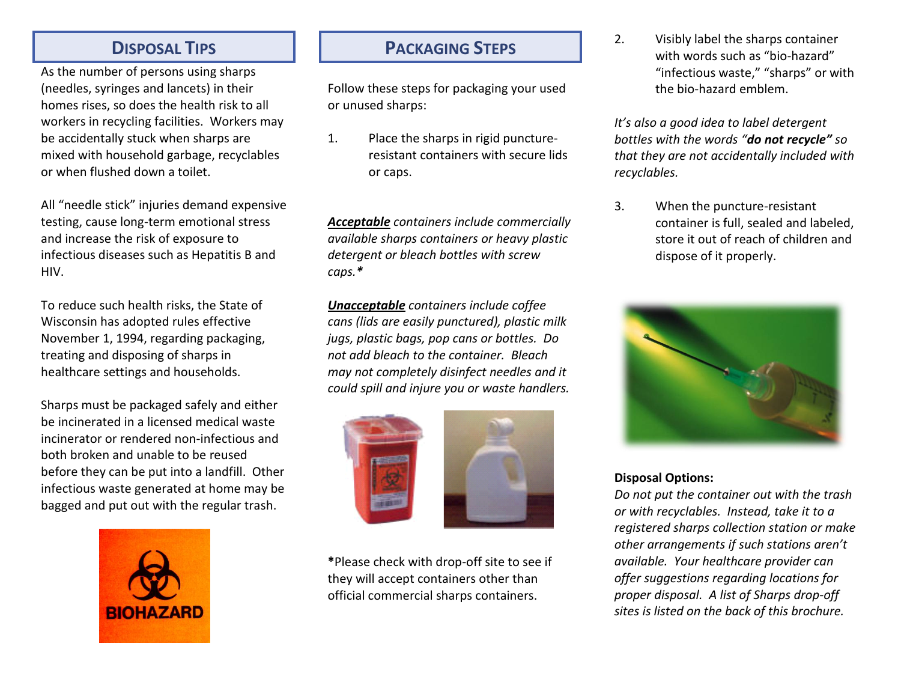## Disposal Tips

As the number of persons using sharps (needles, syringes and lancets) in their homes rises, so does the health risk to all workers in recycling facilities. Workers may be accidentally stuck when sharps are mixed with household garbage, recyclables or when flushed down a toilet.

All "needle stick" injuries demand expensive testing, cause long-term emotional stress and increase the risk of exposure to infectious diseases such as Hepatitis B and HIV.

To reduce such health risks, the State of Wisconsin has adopted rules effective November 1, 1994, regarding packaging, treating and disposing of sharps in healthcare settings and households.

Sharps must be packaged safely and either be incinerated in a licensed medical waste incinerator or rendered non-infectious and both broken and unable to be reused before they can be put into a landfill. Other infectious waste generated at home may be bagged and put out with the regular trash.

BIOHAZARD

## Packaging Steps

Follow these steps for packaging your used or unused sharps:

1. Place the sharps in rigid puncture-resistant containers with secure lids or caps.

*__Acceptable__ containers include commercially available sharps containers or heavy plastic detergent or bleach bottles with screw caps.**

*__Unacceptable__ containers include coffee cans (lids are easily punctured), plastic milk jugs, plastic bags, pop cans or bottles. Do not add bleach to the container. Bleach may not completely disinfect needles and it could spill and injure you or waste handlers.*

**\***Please check with drop-off site to see if they will accept containers other than official commercial sharps containers.

2. Visibly label the sharps container with words such as "bio-hazard" "infectious waste," "sharps" or with the bio-hazard emblem.

*It's also a good idea to label detergent bottles with the words **"do not recycle"** so that they are not accidentally included with recyclables.*

3. When the puncture-resistant container is full, sealed and labeled, store it out of reach of children and dispose of it properly.

**Disposal Options:**

*Do not put the container out with the trash or with recyclables. Instead, take it to a registered sharps collection station or make other arrangements if such stations aren't available. Your healthcare provider can offer suggestions regarding locations for proper disposal. A list of Sharps drop-off sites is listed on the back of this brochure.*